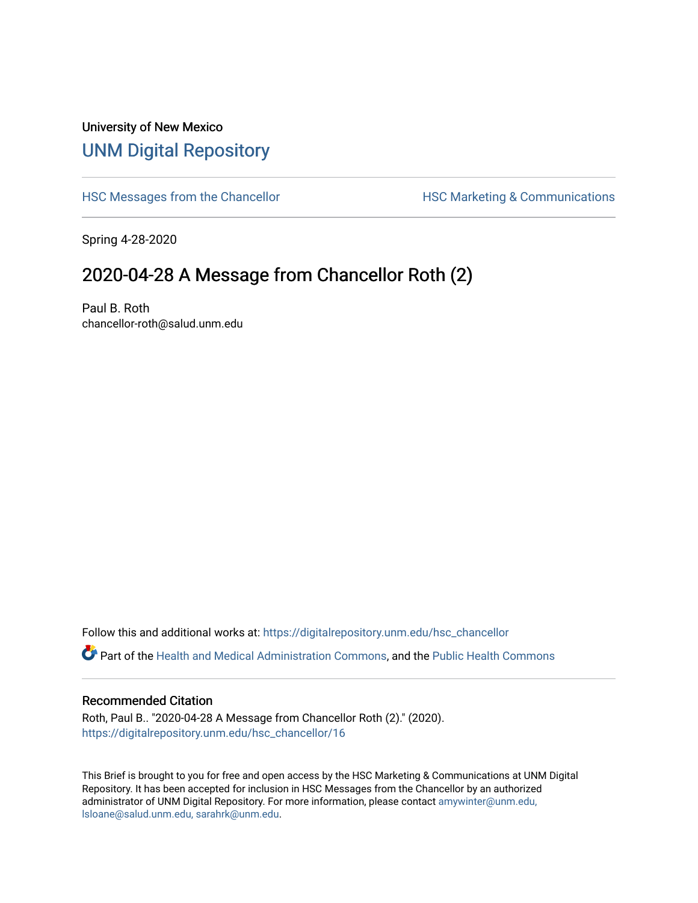University of New Mexico

# UNM Digital Repository

HSC Messages from the Chancellor

HSC Marketing & Communications

Spring 4-28-2020

## 2020-04-28 A Message from Chancellor Roth (2)

Paul B. Roth
chancellor-roth@salud.unm.edu

Follow this and additional works at: https://digitalrepository.unm.edu/hsc_chancellor

Part of the Health and Medical Administration Commons, and the Public Health Commons

### Recommended Citation

Roth, Paul B.. "2020-04-28 A Message from Chancellor Roth (2)." (2020). https://digitalrepository.unm.edu/hsc_chancellor/16

This Brief is brought to you for free and open access by the HSC Marketing & Communications at UNM Digital Repository. It has been accepted for inclusion in HSC Messages from the Chancellor by an authorized administrator of UNM Digital Repository. For more information, please contact amywinter@unm.edu, lsloane@salud.unm.edu, sarahrk@unm.edu.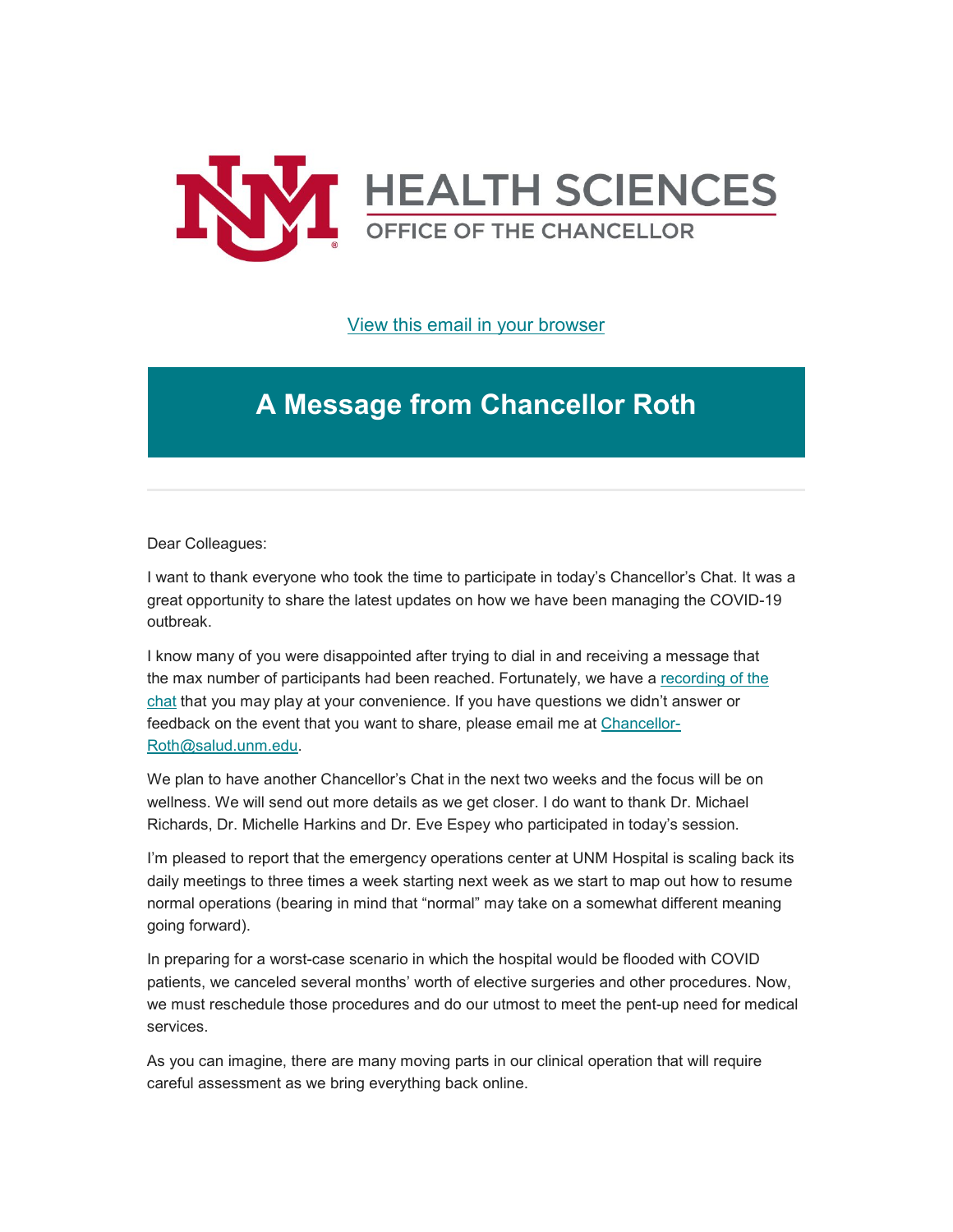HEALTH SCIENCES
OFFICE OF THE CHANCELLOR

[View this email in your browser]()

# A Message from Chancellor Roth

Dear Colleagues:

I want to thank everyone who took the time to participate in today's Chancellor's Chat. It was a great opportunity to share the latest updates on how we have been managing the COVID-19 outbreak.

I know many of you were disappointed after trying to dial in and receiving a message that the max number of participants had been reached. Fortunately, we have a [recording of the chat]() that you may play at your convenience. If you have questions we didn't answer or feedback on the event that you want to share, please email me at [Chancellor-Roth@salud.unm.edu](mailto:Chancellor-Roth@salud.unm.edu).

We plan to have another Chancellor's Chat in the next two weeks and the focus will be on wellness. We will send out more details as we get closer. I do want to thank Dr. Michael Richards, Dr. Michelle Harkins and Dr. Eve Espey who participated in today's session.

I'm pleased to report that the emergency operations center at UNM Hospital is scaling back its daily meetings to three times a week starting next week as we start to map out how to resume normal operations (bearing in mind that "normal" may take on a somewhat different meaning going forward).

In preparing for a worst-case scenario in which the hospital would be flooded with COVID patients, we canceled several months' worth of elective surgeries and other procedures. Now, we must reschedule those procedures and do our utmost to meet the pent-up need for medical services.

As you can imagine, there are many moving parts in our clinical operation that will require careful assessment as we bring everything back online.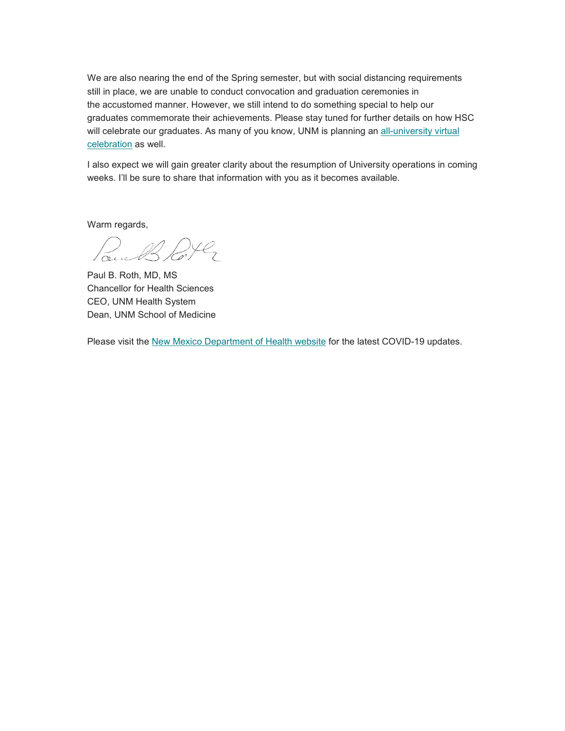We are also nearing the end of the Spring semester, but with social distancing requirements still in place, we are unable to conduct convocation and graduation ceremonies in the accustomed manner. However, we still intend to do something special to help our graduates commemorate their achievements. Please stay tuned for further details on how HSC will celebrate our graduates. As many of you know, UNM is planning an all-university virtual celebration as well.

I also expect we will gain greater clarity about the resumption of University operations in coming weeks. I'll be sure to share that information with you as it becomes available.

Warm regards,

Paul B. Roth, MD, MS
Chancellor for Health Sciences
CEO, UNM Health System
Dean, UNM School of Medicine

Please visit the New Mexico Department of Health website for the latest COVID-19 updates.